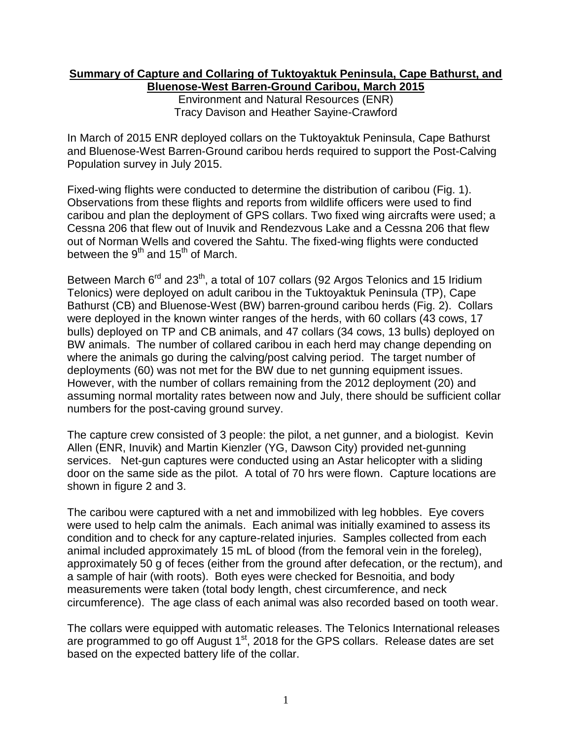# Summary of Capture and Collaring of Tuktoyaktuk Peninsula, Cape Bathurst, and Bluenose-West Barren-Ground Caribou, March 2015

Environment and Natural Resources (ENR)
Tracy Davison and Heather Sayine-Crawford

In March of 2015 ENR deployed collars on the Tuktoyaktuk Peninsula, Cape Bathurst and Bluenose-West Barren-Ground caribou herds required to support the Post-Calving Population survey in July 2015.

Fixed-wing flights were conducted to determine the distribution of caribou (Fig. 1). Observations from these flights and reports from wildlife officers were used to find caribou and plan the deployment of GPS collars. Two fixed wing aircrafts were used; a Cessna 206 that flew out of Inuvik and Rendezvous Lake and a Cessna 206 that flew out of Norman Wells and covered the Sahtu. The fixed-wing flights were conducted between the 9th and 15th of March.

Between March 6rd and 23th, a total of 107 collars (92 Argos Telonics and 15 Iridium Telonics) were deployed on adult caribou in the Tuktoyaktuk Peninsula (TP), Cape Bathurst (CB) and Bluenose-West (BW) barren-ground caribou herds (Fig. 2). Collars were deployed in the known winter ranges of the herds, with 60 collars (43 cows, 17 bulls) deployed on TP and CB animals, and 47 collars (34 cows, 13 bulls) deployed on BW animals. The number of collared caribou in each herd may change depending on where the animals go during the calving/post calving period. The target number of deployments (60) was not met for the BW due to net gunning equipment issues. However, with the number of collars remaining from the 2012 deployment (20) and assuming normal mortality rates between now and July, there should be sufficient collar numbers for the post-caving ground survey.

The capture crew consisted of 3 people: the pilot, a net gunner, and a biologist. Kevin Allen (ENR, Inuvik) and Martin Kienzler (YG, Dawson City) provided net-gunning services. Net-gun captures were conducted using an Astar helicopter with a sliding door on the same side as the pilot. A total of 70 hrs were flown. Capture locations are shown in figure 2 and 3.

The caribou were captured with a net and immobilized with leg hobbles. Eye covers were used to help calm the animals. Each animal was initially examined to assess its condition and to check for any capture-related injuries. Samples collected from each animal included approximately 15 mL of blood (from the femoral vein in the foreleg), approximately 50 g of feces (either from the ground after defecation, or the rectum), and a sample of hair (with roots). Both eyes were checked for Besnoitia, and body measurements were taken (total body length, chest circumference, and neck circumference). The age class of each animal was also recorded based on tooth wear.

The collars were equipped with automatic releases. The Telonics International releases are programmed to go off August 1st, 2018 for the GPS collars. Release dates are set based on the expected battery life of the collar.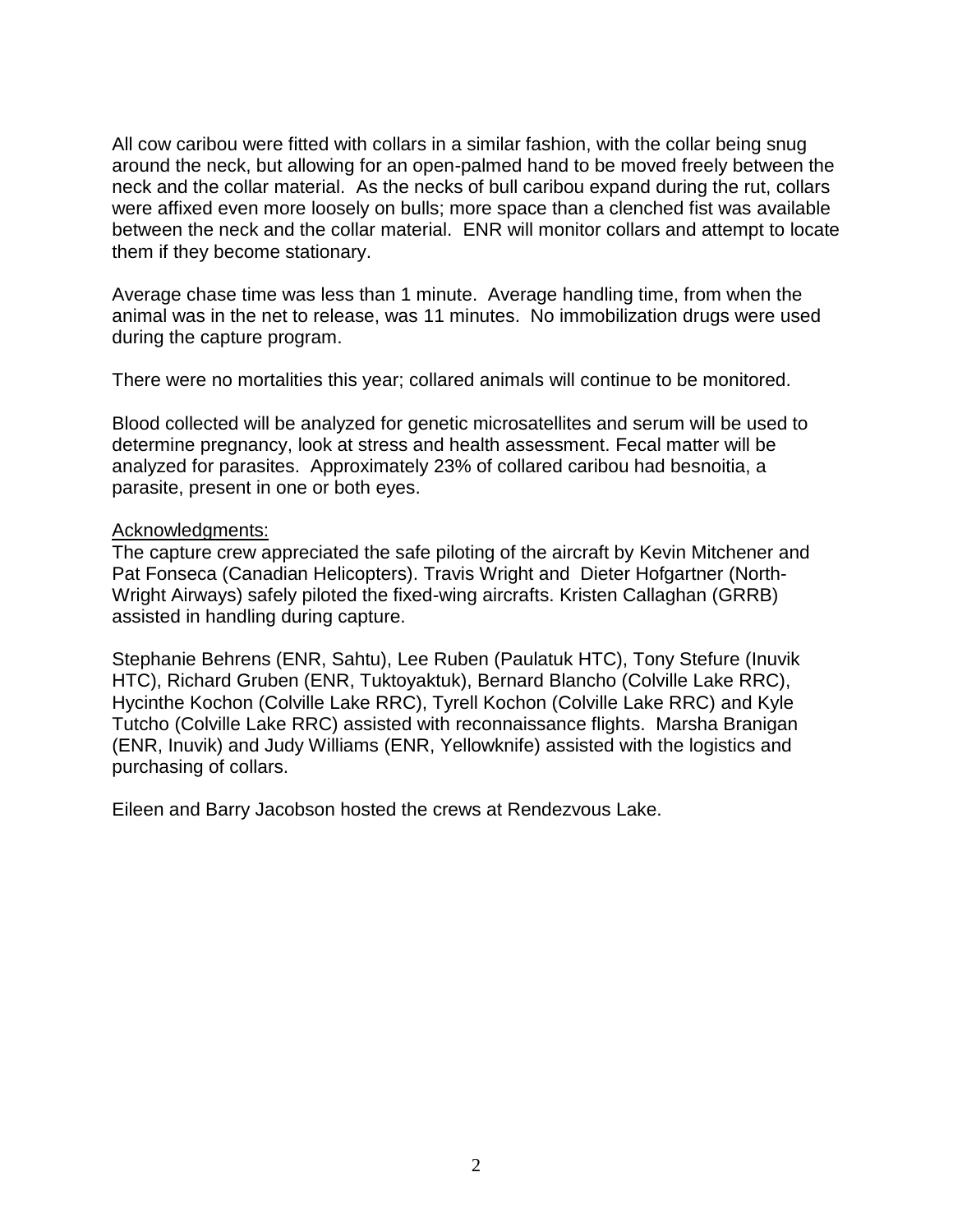All cow caribou were fitted with collars in a similar fashion, with the collar being snug around the neck, but allowing for an open-palmed hand to be moved freely between the neck and the collar material. As the necks of bull caribou expand during the rut, collars were affixed even more loosely on bulls; more space than a clenched fist was available between the neck and the collar material. ENR will monitor collars and attempt to locate them if they become stationary.

Average chase time was less than 1 minute. Average handling time, from when the animal was in the net to release, was 11 minutes. No immobilization drugs were used during the capture program.

There were no mortalities this year; collared animals will continue to be monitored.

Blood collected will be analyzed for genetic microsatellites and serum will be used to determine pregnancy, look at stress and health assessment. Fecal matter will be analyzed for parasites. Approximately 23% of collared caribou had besnoitia, a parasite, present in one or both eyes.

<u>Acknowledgments:</u>

The capture crew appreciated the safe piloting of the aircraft by Kevin Mitchener and Pat Fonseca (Canadian Helicopters). Travis Wright and Dieter Hofgartner (North-Wright Airways) safely piloted the fixed-wing aircrafts. Kristen Callaghan (GRRB) assisted in handling during capture.

Stephanie Behrens (ENR, Sahtu), Lee Ruben (Paulatuk HTC), Tony Stefure (Inuvik HTC), Richard Gruben (ENR, Tuktoyaktuk), Bernard Blancho (Colville Lake RRC), Hycinthe Kochon (Colville Lake RRC), Tyrell Kochon (Colville Lake RRC) and Kyle Tutcho (Colville Lake RRC) assisted with reconnaissance flights. Marsha Branigan (ENR, Inuvik) and Judy Williams (ENR, Yellowknife) assisted with the logistics and purchasing of collars.

Eileen and Barry Jacobson hosted the crews at Rendezvous Lake.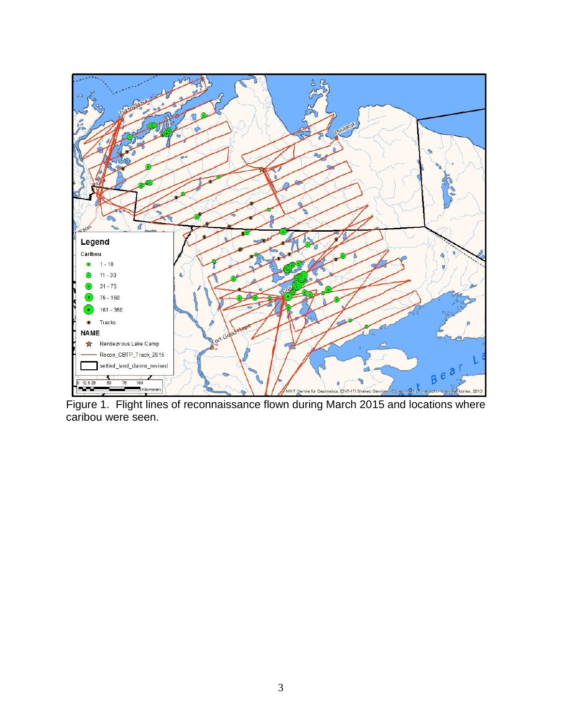Figure 1. Flight lines of reconnaissance flown during March 2015 and locations where caribou were seen.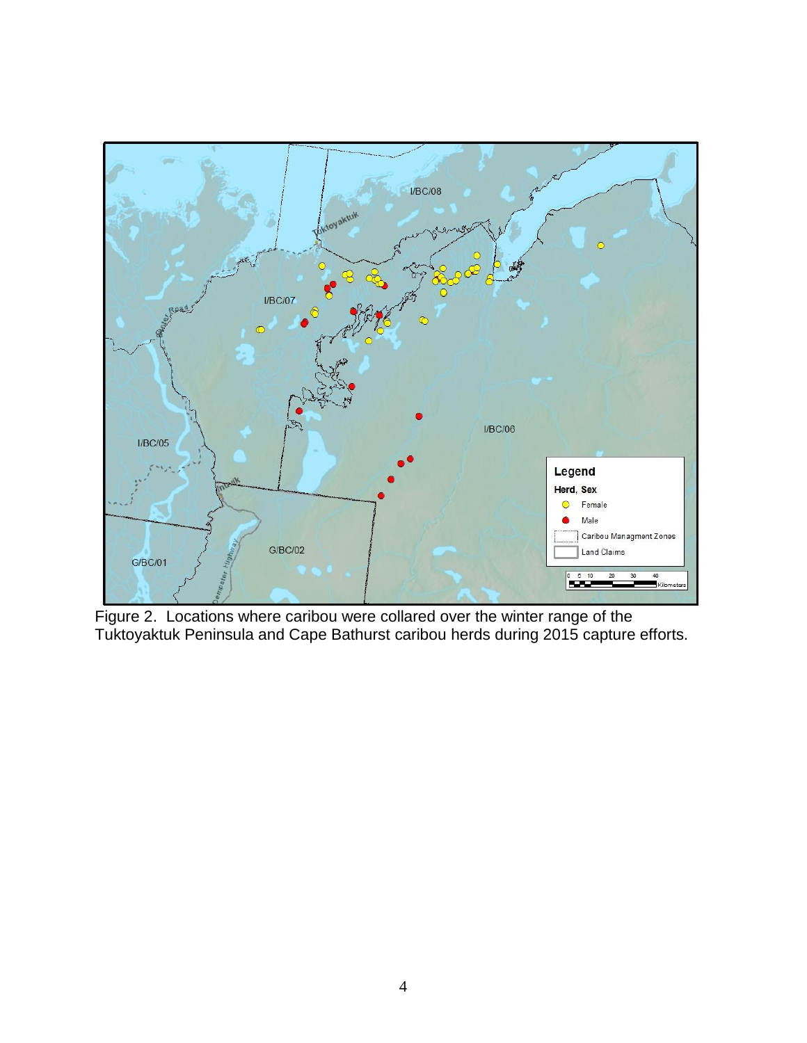Figure 2. Locations where caribou were collared over the winter range of the Tuktoyaktuk Peninsula and Cape Bathurst caribou herds during 2015 capture efforts.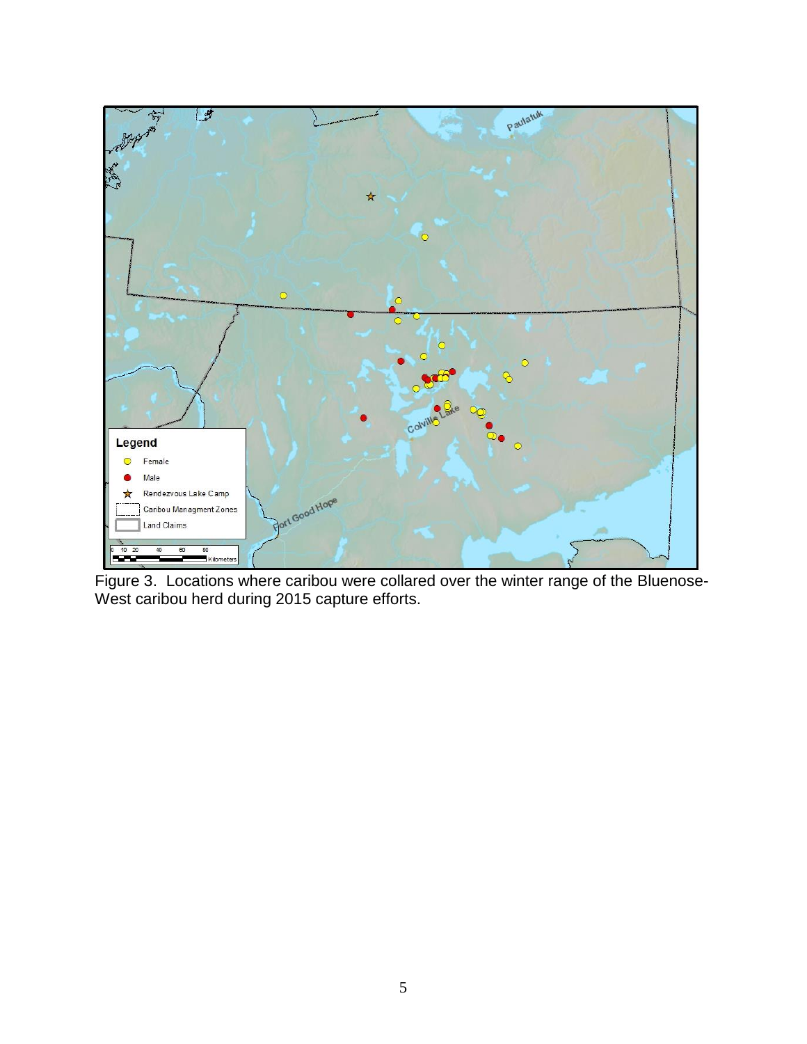Legend
Female
Male
Rendezvous Lake Camp
Caribou Managment Zones
Land Claims

0 10 20 40 60 80 Kilometers

Paulatuk
Colville Lake
Fort Good Hope

Figure 3. Locations where caribou were collared over the winter range of the Bluenose-West caribou herd during 2015 capture efforts.